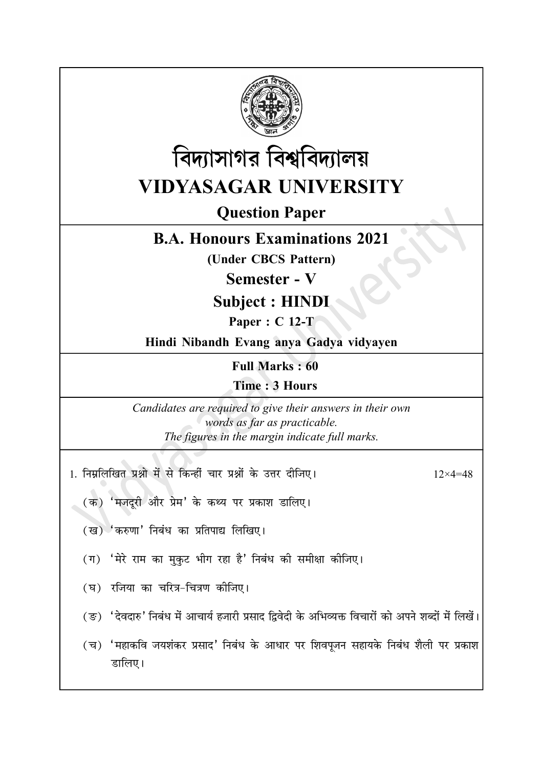# বিদ্যাসাগর বিশ্ববিদ্যালয়

# VIDYASAGAR UNIVERSITY

## Question Paper

## B.A. Honours Examinations 2021

**(Under CBCS Pattern)**

## Semester - V

## Subject : HINDI

**Paper : C 12-T**

**Hindi Nibandh Evang anya Gadya vidyayen**

**Full Marks : 60**

**Time : 3 Hours**

*Candidates are required to give their answers in their own words as far as practicable.*
*The figures in the margin indicate full marks.*

1. निम्नलिखित प्रश्नो में से किन्हीं चार प्रश्नों के उत्तर दीजिए। 12×4=48

(क) 'मजदूरी और प्रेम' के कथ्य पर प्रकाश डालिए।

(ख) 'करुणा' निबंध का प्रतिपाद्य लिखिए।

(ग) 'मेरे राम का मुकुट भीग रहा है' निबंध की समीक्षा कीजिए।

(घ) रजिया का चरित्र-चित्रण कीजिए।

(ङ) 'देवदारु' निबंध में आचार्य हजारी प्रसाद द्विवेदी के अभिव्यक्त विचारों को अपने शब्दों में लिखें।

(च) 'महाकवि जयशंकर प्रसाद' निबंध के आधार पर शिवपूजन सहायके निबंध शैली पर प्रकाश डालिए।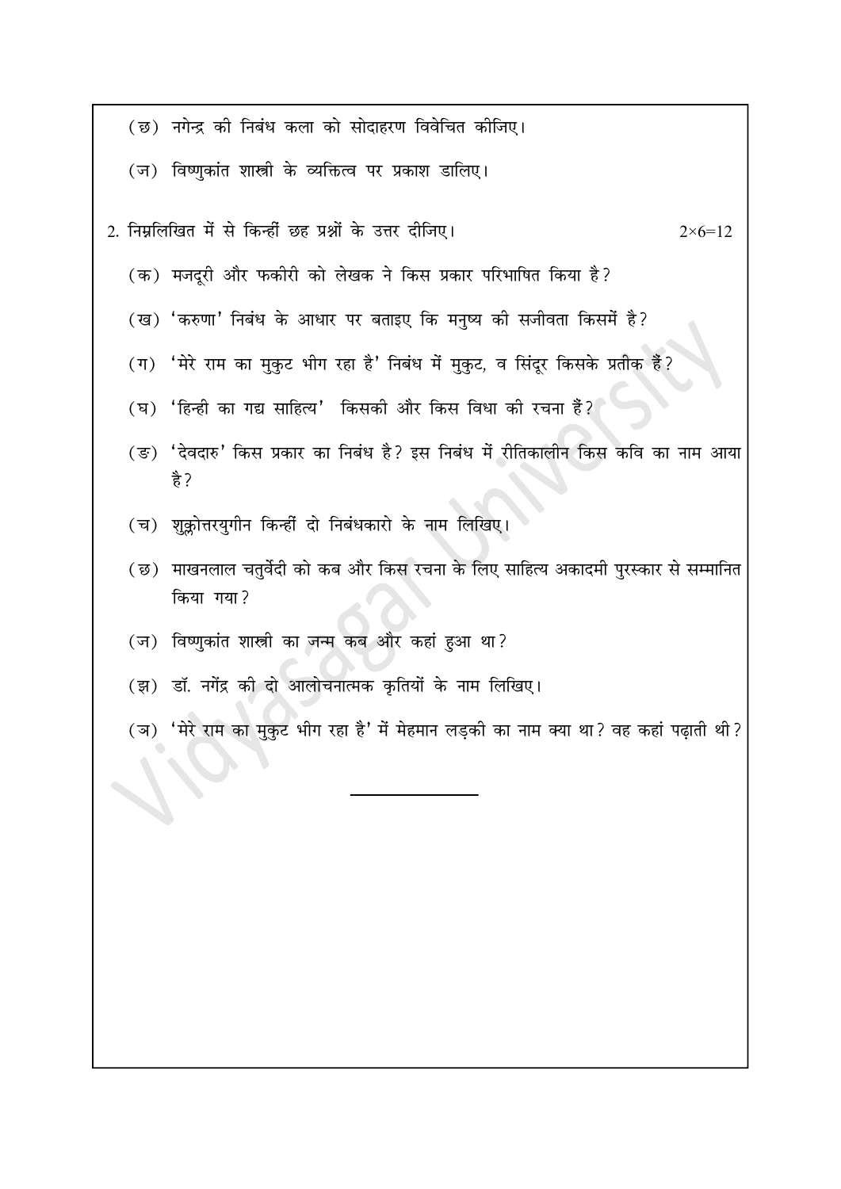(छ) नगेन्द्र की निबंध कला को सोदाहरण विवेचित कीजिए।

(ज) विष्णुकांत शास्त्री के व्यक्तित्व पर प्रकाश डालिए।

2. निम्नलिखित में से किन्हीं छह प्रश्नों के उत्तर दीजिए। 2×6=12

(क) मजदूरी और फकीरी को लेखक ने किस प्रकार परिभाषित किया है?

(ख) 'करुणा' निबंध के आधार पर बताइए कि मनुष्य की सजीवता किसमें है?

(ग) 'मेरे राम का मुकुट भीग रहा है' निबंध में मुकुट, व सिंदूर किसके प्रतीक हैं?

(घ) 'हिन्ही का गद्य साहित्य' किसकी और किस विधा की रचना हैं?

(ङ) 'देवदारु' किस प्रकार का निबंध है? इस निबंध में रीतिकालीन किस कवि का नाम आया है?

(च) शुक्लोत्तरयुगीन किन्हीं दो निबंधकारो के नाम लिखिए।

(छ) माखनलाल चतुर्वेदी को कब और किस रचना के लिए साहित्य अकादमी पुरस्कार से सम्मानित किया गया?

(ज) विष्णुकांत शास्त्री का जन्म कब और कहां हुआ था?

(झ) डॉ. नगेंद्र की दो आलोचनात्मक कृतियों के नाम लिखिए।

(ञ) 'मेरे राम का मुकुट भीग रहा है' में मेहमान लड़की का नाम क्या था? वह कहां पढ़ाती थी?